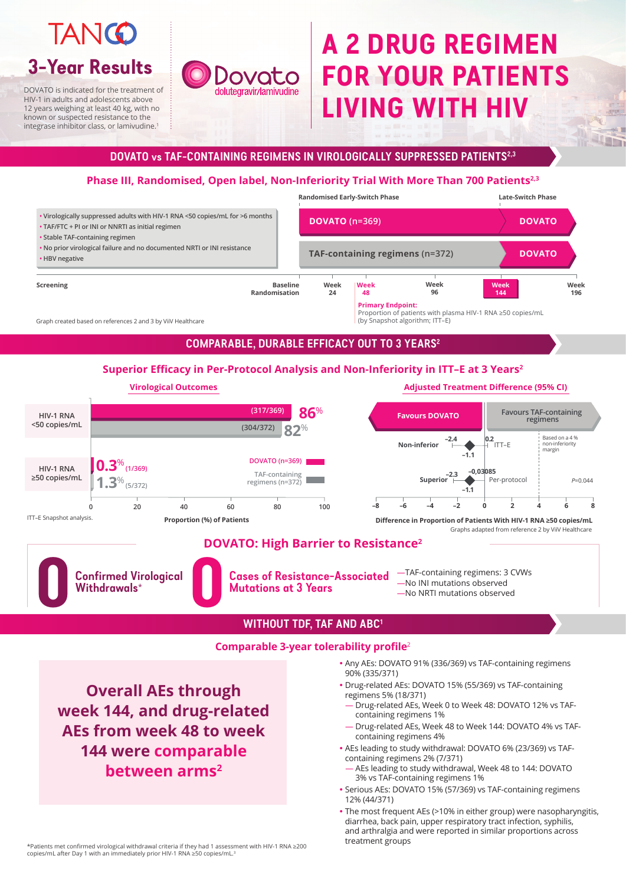# TANGO 3-Year Results

Dovato dolutegravir/lamivudine

DOVATO is indicated for the treatment of HIV-1 in adults and adolescents above 12 years weighing at least 40 kg, with no known or suspected resistance to the integrase inhibitor class, or lamivudine.[1]

# A 2 DRUG REGIMEN FOR YOUR PATIENTS LIVING WITH HIV

## DOVATO vs TAF-CONTAINING REGIMENS IN VIROLOGICALLY SUPPRESSED PATIENTS[2,3]

### Phase III, Randomised, Open label, Non-Inferiority Trial With More Than 700 Patients[2,3]

- Virologically suppressed adults with HIV-1 RNA <50 copies/mL for >6 months
- TAF/FTC + PI or INI or NNRTI as initial regimen
- Stable TAF-containing regimen
- No prior virological failure and no documented NRTI or INI resistance
- HBV negative

| | Randomised Early-Switch Phase | Late-Switch Phase |
|---|---|---|
| Arm 1 | DOVATO (n=369) | DOVATO |
| Arm 2 | TAF-containing regimens (n=372) | DOVATO |

Timeline: Screening → Baseline Randomisation → Week 24 → Week 48 → Week 96 → Week 144 → Week 196

**Primary Endpoint:** Proportion of patients with plasma HIV-1 RNA ≥50 copies/mL (by Snapshot algorithm; ITT–E)

Graph created based on references 2 and 3 by ViiV Healthcare

## COMPARABLE, DURABLE EFFICACY OUT TO 3 YEARS[2]

### Superior Efficacy in Per-Protocol Analysis and Non-Inferiority in ITT–E at 3 Years[2]

**Virological Outcomes**

| | DOVATO (n=369) | TAF-containing regimens (n=372) |
|---|---|---|
| HIV-1 RNA <50 copies/mL | 86% (317/369) | 82% (304/372) |
| HIV-1 RNA ≥50 copies/mL | 0.3% (1/369) | 1.3% (5/372) |

Proportion (%) of Patients

ITT–E Snapshot analysis.

**Adjusted Treatment Difference (95% CI)**

Favours DOVATO | Favours TAF-containing regimens

| Analysis | Estimate | 95% CI |
|---|---|---|
| Non-inferior (ITT–E) | −1.1 | −2.4, 0.2 |
| Superior (Per-protocol) | −1.1 | −2.3, −0,03085 |

Based on a 4 % non-inferiority margin

P=0.044

Difference in Proportion of Patients With HIV-1 RNA ≥50 copies/mL

Graphs adapted from reference 2 by ViiV Healthcare

### DOVATO: High Barrier to Resistance[2]

**0** Confirmed Virological Withdrawals*

**0** Cases of Resistance-Associated Mutations at 3 Years

- TAF-containing regimens: 3 CVWs
- No INI mutations observed
- No NRTI mutations observed

## WITHOUT TDF, TAF AND ABC[1]

### Comparable 3-year tolerability profile[2]

**Overall AEs through week 144, and drug-related AEs from week 48 to week 144 were comparable between arms[2]**

- Any AEs: DOVATO 91% (336/369) vs TAF-containing regimens 90% (335/371)
- Drug-related AEs: DOVATO 15% (55/369) vs TAF-containing regimens 5% (18/371)
  - Drug-related AEs, Week 0 to Week 48: DOVATO 12% vs TAF-containing regimens 1%
  - Drug-related AEs, Week 48 to Week 144: DOVATO 4% vs TAF-containing regimens 4%
- AEs leading to study withdrawal: DOVATO 6% (23/369) vs TAF-containing regimens 2% (7/371)
  - AEs leading to study withdrawal, Week 48 to 144: DOVATO 3% vs TAF-containing regimens 1%
- Serious AEs: DOVATO 15% (57/369) vs TAF-containing regimens 12% (44/371)
- The most frequent AEs (>10% in either group) were nasopharyngitis, diarrhea, back pain, upper respiratory tract infection, syphilis, and arthralgia and were reported in similar proportions across treatment groups

*Patients met confirmed virological withdrawal criteria if they had 1 assessment with HIV-1 RNA ≥200 copies/mL after Day 1 with an immediately prior HIV-1 RNA ≥50 copies/mL.[3]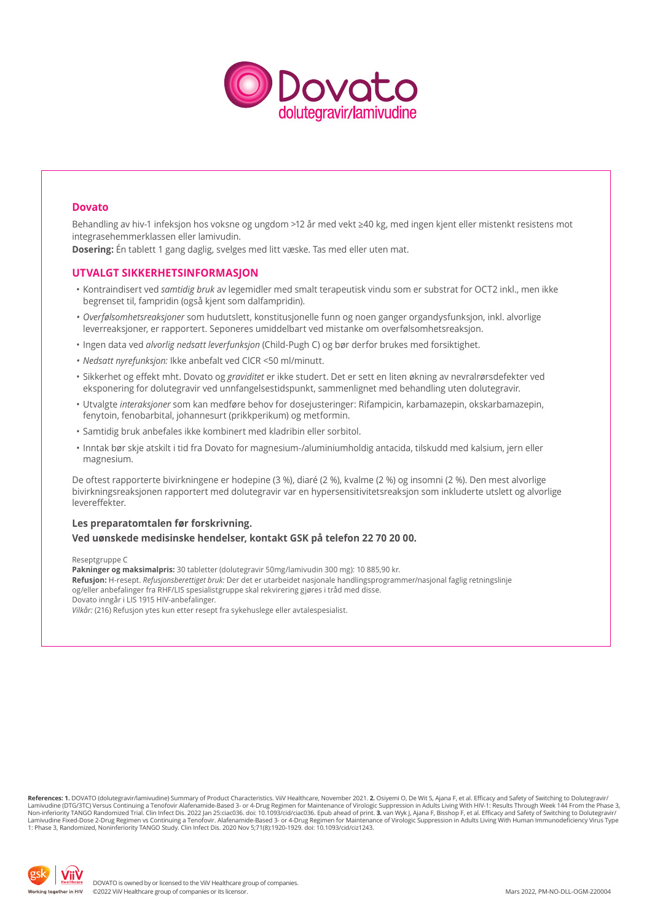# Dovato
dolutegravir/lamivudine

## Dovato

Behandling av hiv-1 infeksjon hos voksne og ungdom >12 år med vekt ≥40 kg, med ingen kjent eller mistenkt resistens mot integrasehemmerklassen eller lamivudin.

**Dosering:** Én tablett 1 gang daglig, svelges med litt væske. Tas med eller uten mat.

## UTVALGT SIKKERHETSINFORMASJON

- Kontraindisert ved *samtidig bruk* av legemidler med smalt terapeutisk vindu som er substrat for OCT2 inkl., men ikke begrenset til, fampridin (også kjent som dalfampridin).
- *Overfølsomhetsreaksjoner* som hudutslett, konstitusjonelle funn og noen ganger organdysfunksjon, inkl. alvorlige leverreaksjoner, er rapportert. Seponeres umiddelbart ved mistanke om overfølsomhetsreaksjon.
- Ingen data ved *alvorlig nedsatt leverfunksjon* (Child-Pugh C) og bør derfor brukes med forsiktighet.
- *Nedsatt nyrefunksjon:* Ikke anbefalt ved ClCR <50 ml/minutt.
- Sikkerhet og effekt mht. Dovato og *graviditet* er ikke studert. Det er sett en liten økning av nevralrørsdefekter ved eksponering for dolutegravir ved unnfangelsestidspunkt, sammenlignet med behandling uten dolutegravir.
- Utvalgte *interaksjoner* som kan medføre behov for dosejusteringer: Rifampicin, karbamazepin, okskarbamazepin, fenytoin, fenobarbital, johannesurt (prikkperikum) og metformin.
- Samtidig bruk anbefales ikke kombinert med kladribin eller sorbitol.
- Inntak bør skje atskilt i tid fra Dovato for magnesium-/aluminiumholdig antacida, tilskudd med kalsium, jern eller magnesium.

De oftest rapporterte bivirkningene er hodepine (3 %), diaré (2 %), kvalme (2 %) og insomni (2 %). Den mest alvorlige bivirkningsreaksjonen rapportert med dolutegravir var en hypersensitivitetsreaksjon som inkluderte utslett og alvorlige levereffekter.

**Les preparatomtalen før forskrivning.**

**Ved uønskede medisinske hendelser, kontakt GSK på telefon 22 70 20 00.**

Reseptgruppe C

**Pakninger og maksimalpris:** 30 tabletter (dolutegravir 50mg/lamivudin 300 mg): 10 885,90 kr.

**Refusjon:** H-resept. *Refusjonsberettiget bruk:* Der det er utarbeidet nasjonale handlingsprogrammer/nasjonal faglig retningslinje og/eller anbefalinger fra RHF/LIS spesialistgruppe skal rekvirering gjøres i tråd med disse.

Dovato inngår i LIS 1915 HIV-anbefalinger.

*Vilkår:* (216) Refusjon ytes kun etter resept fra sykehuslege eller avtalespesialist.

**References: 1.** DOVATO (dolutegravir/lamivudine) Summary of Product Characteristics. ViiV Healthcare, November 2021. **2.** Osiyemi O, De Wit S, Ajana F, et al. Efficacy and Safety of Switching to Dolutegravir/Lamivudine (DTG/3TC) Versus Continuing a Tenofovir Alafenamide-Based 3- or 4-Drug Regimen for Maintenance of Virologic Suppression in Adults Living With HIV-1: Results Through Week 144 From the Phase 3, Non-inferiority TANGO Randomized Trial. Clin Infect Dis. 2022 Jan 25:ciac036. doi: 10.1093/cid/ciac036. Epub ahead of print. **3.** van Wyk J, Ajana F, Bisshop F, et al. Efficacy and Safety of Switching to Dolutegravir/Lamivudine Fixed-Dose 2-Drug Regimen vs Continuing a Tenofovir. Alafenamide-Based 3- or 4-Drug Regimen for Maintenance of Virologic Suppression in Adults Living With Human Immunodeficiency Virus Type 1: Phase 3, Randomized, Noninferiority TANGO Study. Clin Infect Dis. 2020 Nov 5;71(8):1920-1929. doi: 10.1093/cid/ciz1243.

gsk | ViiV Healthcare
Working together in HIV

DOVATO is owned by or licensed to the ViiV Healthcare group of companies.
©2022 ViiV Healthcare group of companies or its licensor.

Mars 2022, PM-NO-DLL-OGM-220004